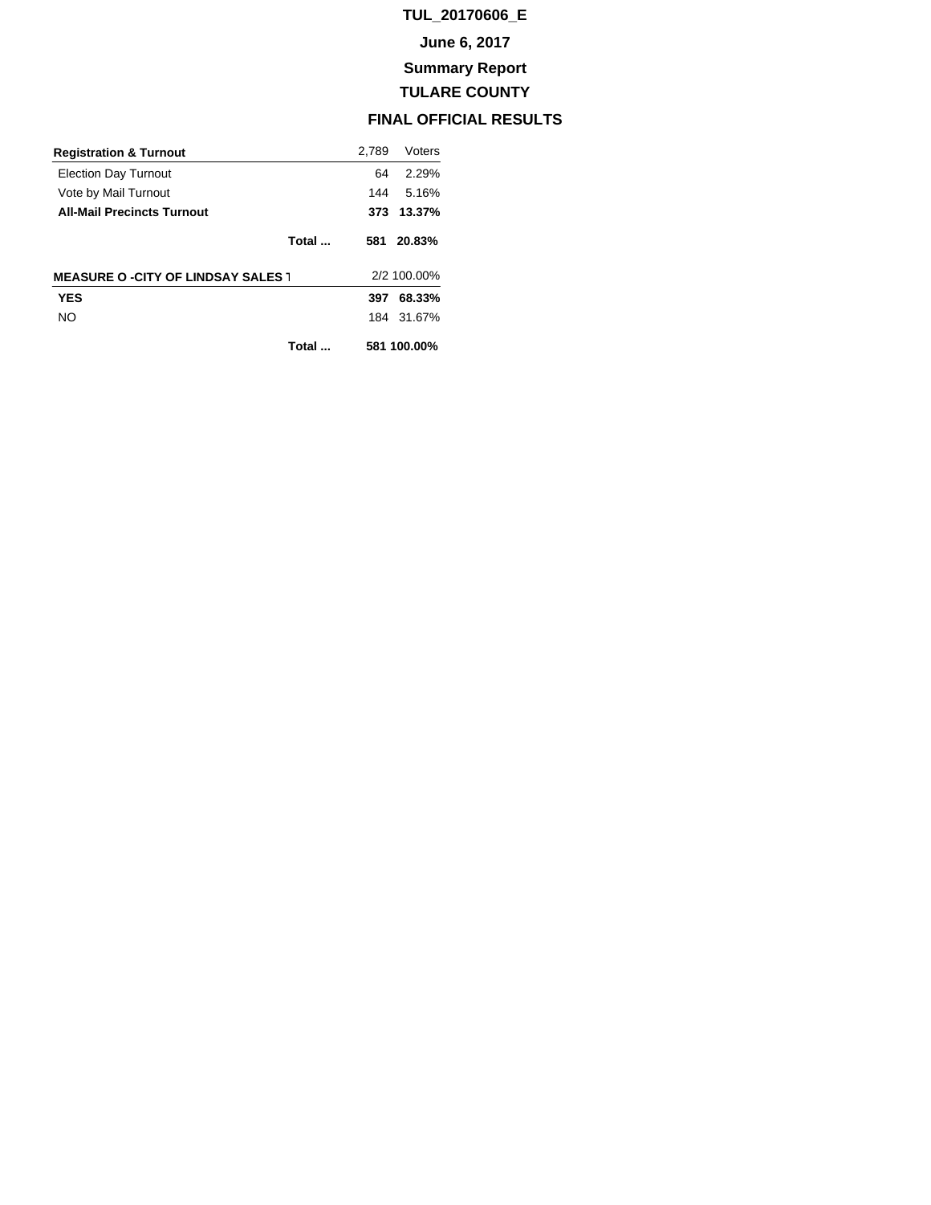# TUL_20170606_E

## June 6, 2017

## Summary Report

## TULARE COUNTY

## FINAL OFFICIAL RESULTS

| **Registration & Turnout** | | 2,789 | Voters |
|---|---|---|---|
| Election Day Turnout | | 64 | 2.29% |
| Vote by Mail Turnout | | 144 | 5.16% |
| **All-Mail Precincts Turnout** | | **373** | **13.37%** |
| | **Total ...** | **581** | **20.83%** |

| **MEASURE O -CITY OF LINDSAY SALES T** | | 2/2 | 100.00% |
|---|---|---|---|
| **YES** | | **397** | **68.33%** |
| NO | | 184 | 31.67% |
| | **Total ...** | **581** | **100.00%** |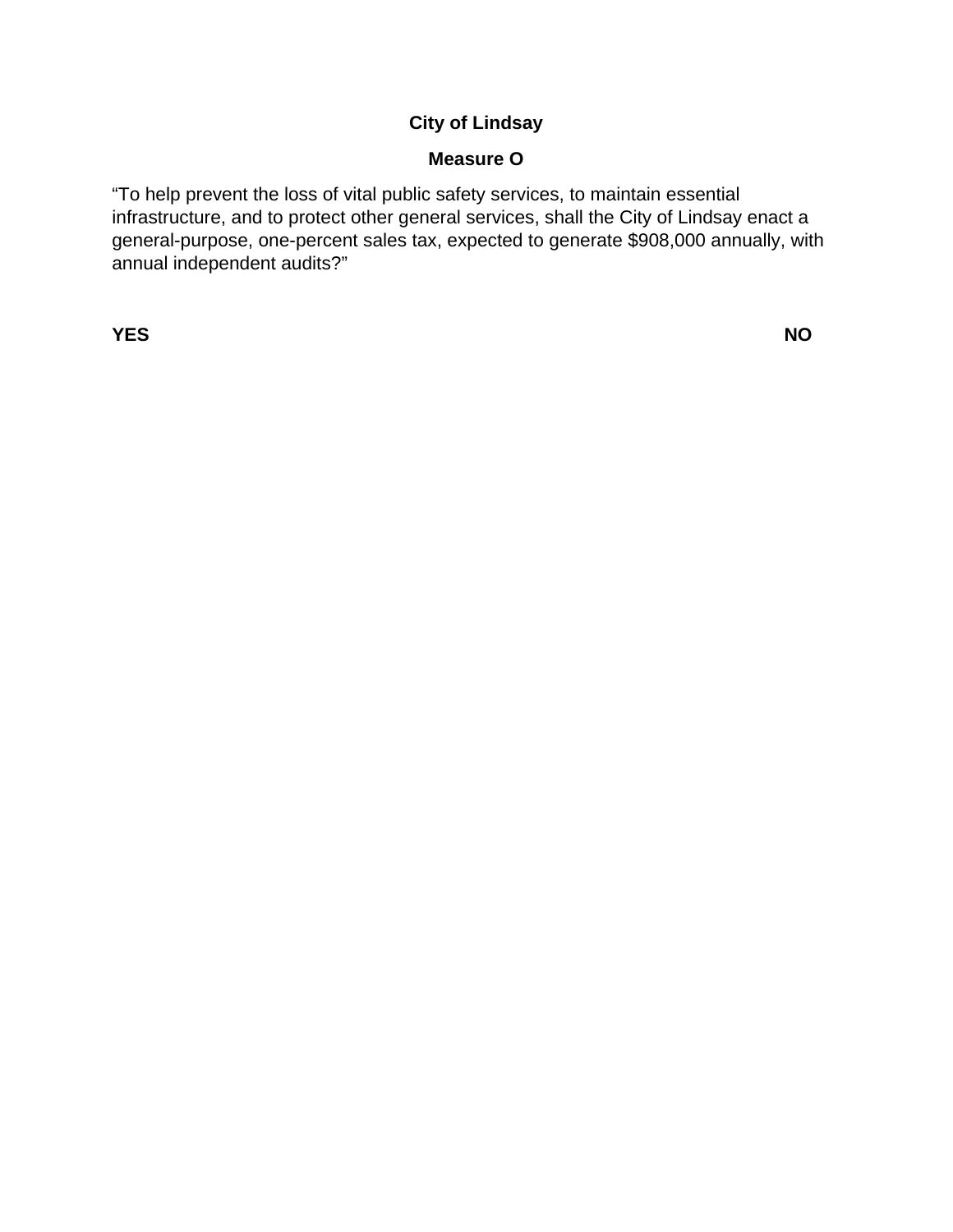**City of Lindsay**

**Measure O**

"To help prevent the loss of vital public safety services, to maintain essential infrastructure, and to protect other general services, shall the City of Lindsay enact a general-purpose, one-percent sales tax, expected to generate $908,000 annually, with annual independent audits?"

**YES** **NO**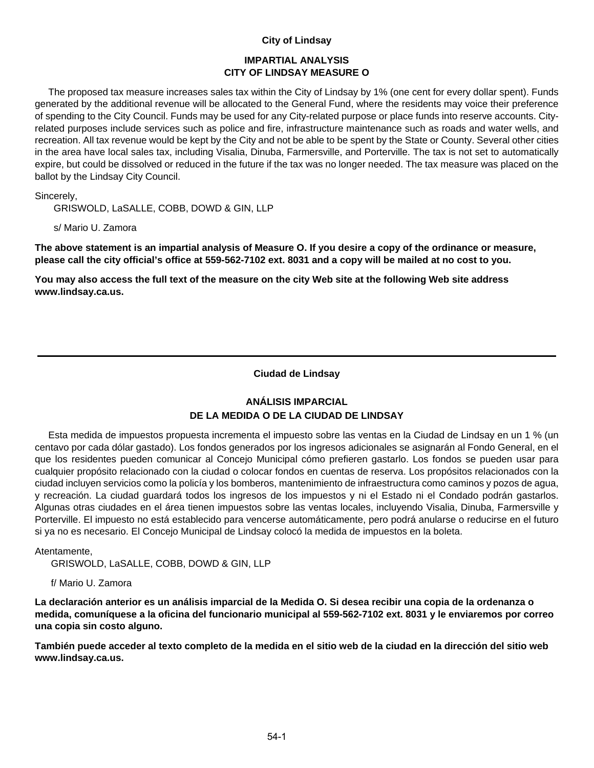**City of Lindsay**

## IMPARTIAL ANALYSIS
## CITY OF LINDSAY MEASURE O

The proposed tax measure increases sales tax within the City of Lindsay by 1% (one cent for every dollar spent). Funds generated by the additional revenue will be allocated to the General Fund, where the residents may voice their preference of spending to the City Council. Funds may be used for any City-related purpose or place funds into reserve accounts. City-related purposes include services such as police and fire, infrastructure maintenance such as roads and water wells, and recreation. All tax revenue would be kept by the City and not be able to be spent by the State or County. Several other cities in the area have local sales tax, including Visalia, Dinuba, Farmersville, and Porterville. The tax is not set to automatically expire, but could be dissolved or reduced in the future if the tax was no longer needed. The tax measure was placed on the ballot by the Lindsay City Council.

Sincerely,
GRISWOLD, LaSALLE, COBB, DOWD & GIN, LLP

s/ Mario U. Zamora

**The above statement is an impartial analysis of Measure O. If you desire a copy of the ordinance or measure, please call the city official's office at 559-562-7102 ext. 8031 and a copy will be mailed at no cost to you.**

**You may also access the full text of the measure on the city Web site at the following Web site address www.lindsay.ca.us.**

---

**Ciudad de Lindsay**

## ANÁLISIS IMPARCIAL
## DE LA MEDIDA O DE LA CIUDAD DE LINDSAY

Esta medida de impuestos propuesta incrementa el impuesto sobre las ventas en la Ciudad de Lindsay en un 1 % (un centavo por cada dólar gastado). Los fondos generados por los ingresos adicionales se asignarán al Fondo General, en el que los residentes pueden comunicar al Concejo Municipal cómo prefieren gastarlo. Los fondos se pueden usar para cualquier propósito relacionado con la ciudad o colocar fondos en cuentas de reserva. Los propósitos relacionados con la ciudad incluyen servicios como la policía y los bomberos, mantenimiento de infraestructura como caminos y pozos de agua, y recreación. La ciudad guardará todos los ingresos de los impuestos y ni el Estado ni el Condado podrán gastarlos. Algunas otras ciudades en el área tienen impuestos sobre las ventas locales, incluyendo Visalia, Dinuba, Farmersville y Porterville. El impuesto no está establecido para vencerse automáticamente, pero podrá anularse o reducirse en el futuro si ya no es necesario. El Concejo Municipal de Lindsay colocó la medida de impuestos en la boleta.

Atentamente,
GRISWOLD, LaSALLE, COBB, DOWD & GIN, LLP

f/ Mario U. Zamora

**La declaración anterior es un análisis imparcial de la Medida O. Si desea recibir una copia de la ordenanza o medida, comuníquese a la oficina del funcionario municipal al 559-562-7102 ext. 8031 y le enviaremos por correo una copia sin costo alguno.**

**También puede acceder al texto completo de la medida en el sitio web de la ciudad en la dirección del sitio web www.lindsay.ca.us.**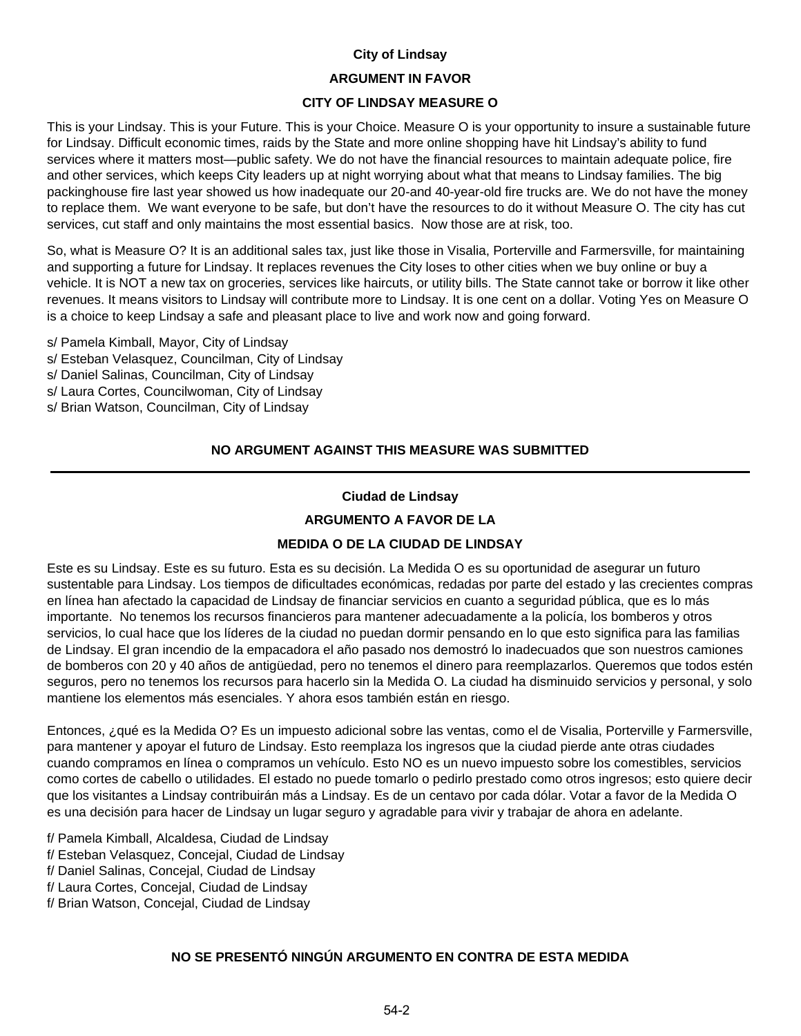**City of Lindsay**

**ARGUMENT IN FAVOR**

**CITY OF LINDSAY MEASURE O**

This is your Lindsay. This is your Future. This is your Choice. Measure O is your opportunity to insure a sustainable future for Lindsay. Difficult economic times, raids by the State and more online shopping have hit Lindsay's ability to fund services where it matters most—public safety. We do not have the financial resources to maintain adequate police, fire and other services, which keeps City leaders up at night worrying about what that means to Lindsay families. The big packinghouse fire last year showed us how inadequate our 20-and 40-year-old fire trucks are. We do not have the money to replace them. We want everyone to be safe, but don't have the resources to do it without Measure O. The city has cut services, cut staff and only maintains the most essential basics. Now those are at risk, too.

So, what is Measure O? It is an additional sales tax, just like those in Visalia, Porterville and Farmersville, for maintaining and supporting a future for Lindsay. It replaces revenues the City loses to other cities when we buy online or buy a vehicle. It is NOT a new tax on groceries, services like haircuts, or utility bills. The State cannot take or borrow it like other revenues. It means visitors to Lindsay will contribute more to Lindsay. It is one cent on a dollar. Voting Yes on Measure O is a choice to keep Lindsay a safe and pleasant place to live and work now and going forward.

s/ Pamela Kimball, Mayor, City of Lindsay
s/ Esteban Velasquez, Councilman, City of Lindsay
s/ Daniel Salinas, Councilman, City of Lindsay
s/ Laura Cortes, Councilwoman, City of Lindsay
s/ Brian Watson, Councilman, City of Lindsay

**NO ARGUMENT AGAINST THIS MEASURE WAS SUBMITTED**

---

**Ciudad de Lindsay**

**ARGUMENTO A FAVOR DE LA**

**MEDIDA O DE LA CIUDAD DE LINDSAY**

Este es su Lindsay. Este es su futuro. Esta es su decisión. La Medida O es su oportunidad de asegurar un futuro sustentable para Lindsay. Los tiempos de dificultades económicas, redadas por parte del estado y las crecientes compras en línea han afectado la capacidad de Lindsay de financiar servicios en cuanto a seguridad pública, que es lo más importante. No tenemos los recursos financieros para mantener adecuadamente a la policía, los bomberos y otros servicios, lo cual hace que los líderes de la ciudad no puedan dormir pensando en lo que esto significa para las familias de Lindsay. El gran incendio de la empacadora el año pasado nos demostró lo inadecuados que son nuestros camiones de bomberos con 20 y 40 años de antigüedad, pero no tenemos el dinero para reemplazarlos. Queremos que todos estén seguros, pero no tenemos los recursos para hacerlo sin la Medida O. La ciudad ha disminuido servicios y personal, y solo mantiene los elementos más esenciales. Y ahora esos también están en riesgo.

Entonces, ¿qué es la Medida O? Es un impuesto adicional sobre las ventas, como el de Visalia, Porterville y Farmersville, para mantener y apoyar el futuro de Lindsay. Esto reemplaza los ingresos que la ciudad pierde ante otras ciudades cuando compramos en línea o compramos un vehículo. Esto NO es un nuevo impuesto sobre los comestibles, servicios como cortes de cabello o utilidades. El estado no puede tomarlo o pedirlo prestado como otros ingresos; esto quiere decir que los visitantes a Lindsay contribuirán más a Lindsay. Es de un centavo por cada dólar. Votar a favor de la Medida O es una decisión para hacer de Lindsay un lugar seguro y agradable para vivir y trabajar de ahora en adelante.

f/ Pamela Kimball, Alcaldesa, Ciudad de Lindsay
f/ Esteban Velasquez, Concejal, Ciudad de Lindsay
f/ Daniel Salinas, Concejal, Ciudad de Lindsay
f/ Laura Cortes, Concejal, Ciudad de Lindsay
f/ Brian Watson, Concejal, Ciudad de Lindsay

**NO SE PRESENTÓ NINGÚN ARGUMENTO EN CONTRA DE ESTA MEDIDA**